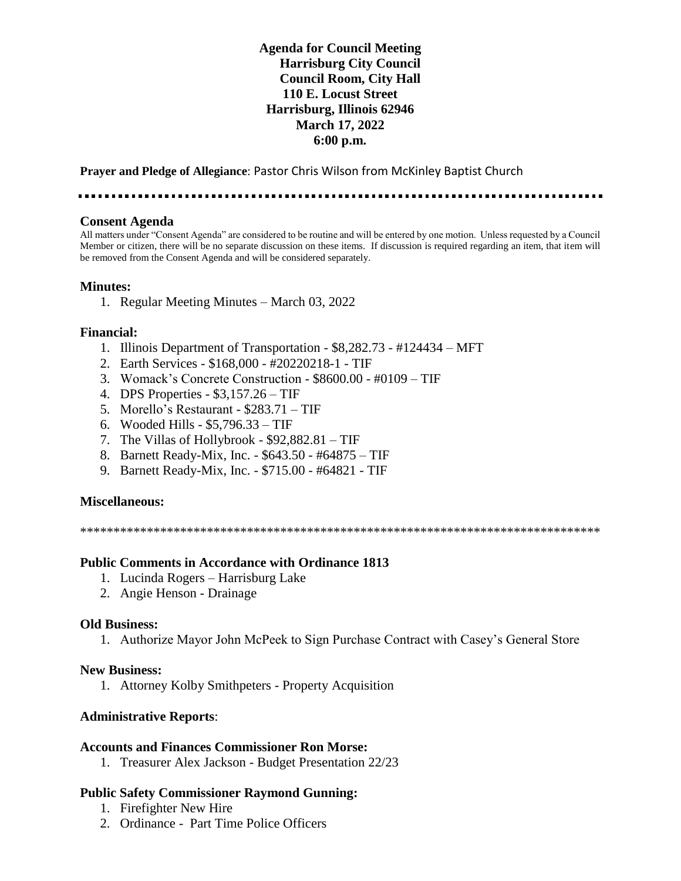**Agenda for Council Meeting**
**Harrisburg City Council**
**Council Room, City Hall**
**110 E. Locust Street**
**Harrisburg, Illinois 62946**
**March 17, 2022**
**6:00 p.m.**

**Prayer and Pledge of Allegiance**: Pastor Chris Wilson from McKinley Baptist Church

---

## Consent Agenda

All matters under "Consent Agenda" are considered to be routine and will be entered by one motion. Unless requested by a Council Member or citizen, there will be no separate discussion on these items. If discussion is required regarding an item, that item will be removed from the Consent Agenda and will be considered separately.

### Minutes:

1. Regular Meeting Minutes – March 03, 2022

### Financial:

1. Illinois Department of Transportation - $8,282.73 - #124434 – MFT
2. Earth Services - $168,000 - #20220218-1 - TIF
3. Womack's Concrete Construction - $8600.00 - #0109 – TIF
4. DPS Properties - $3,157.26 – TIF
5. Morello's Restaurant - $283.71 – TIF
6. Wooded Hills - $5,796.33 – TIF
7. The Villas of Hollybrook - $92,882.81 – TIF
8. Barnett Ready-Mix, Inc. - $643.50 - #64875 – TIF
9. Barnett Ready-Mix, Inc. - $715.00 - #64821 - TIF

### Miscellaneous:

---

### Public Comments in Accordance with Ordinance 1813

1. Lucinda Rogers – Harrisburg Lake
2. Angie Henson - Drainage

### Old Business:

1. Authorize Mayor John McPeek to Sign Purchase Contract with Casey's General Store

### New Business:

1. Attorney Kolby Smithpeters - Property Acquisition

### Administrative Reports:

### Accounts and Finances Commissioner Ron Morse:

1. Treasurer Alex Jackson - Budget Presentation 22/23

### Public Safety Commissioner Raymond Gunning:

1. Firefighter New Hire
2. Ordinance - Part Time Police Officers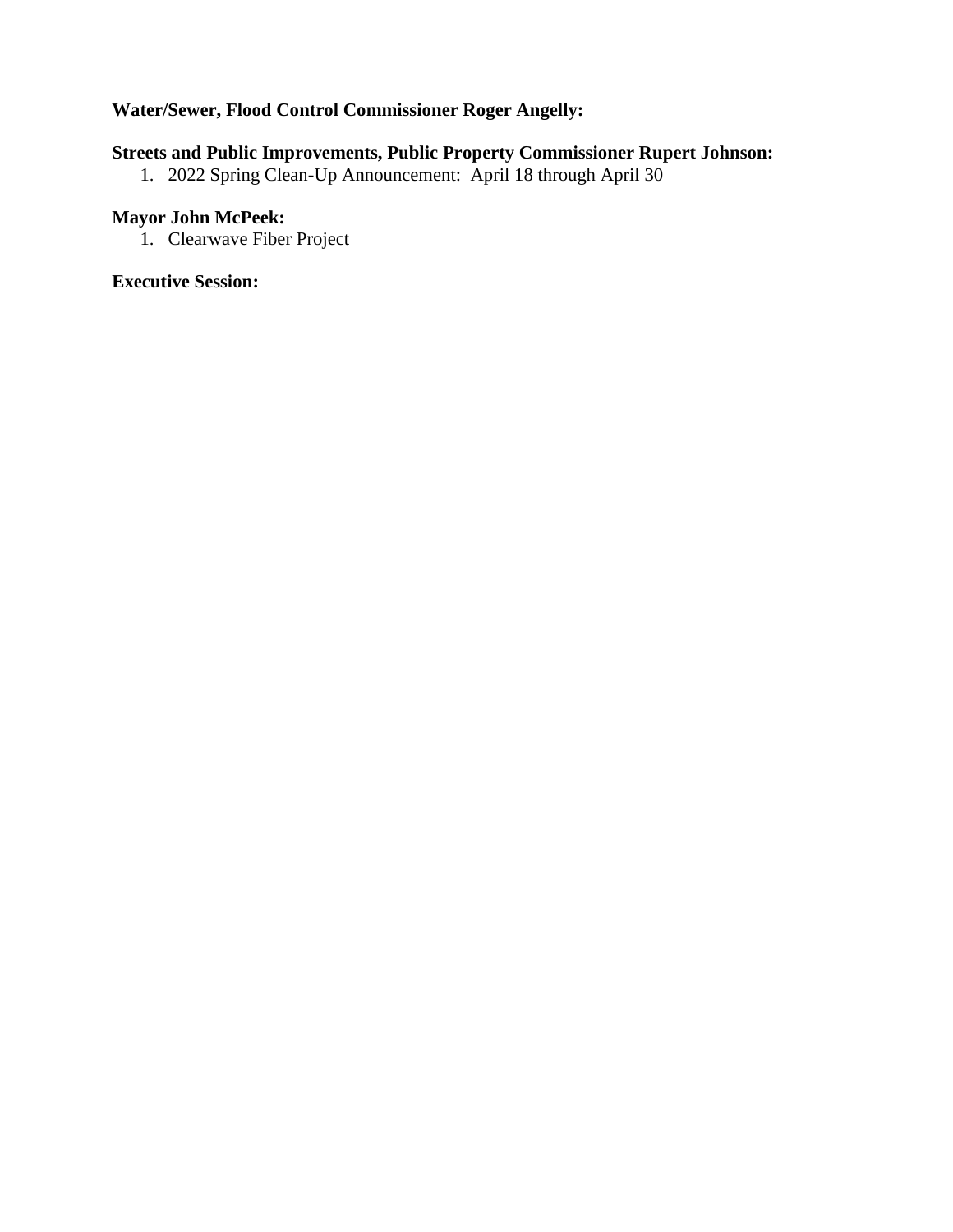**Water/Sewer, Flood Control Commissioner Roger Angelly:**

**Streets and Public Improvements, Public Property Commissioner Rupert Johnson:**

1. 2022 Spring Clean-Up Announcement: April 18 through April 30

**Mayor John McPeek:**

1. Clearwave Fiber Project

**Executive Session:**